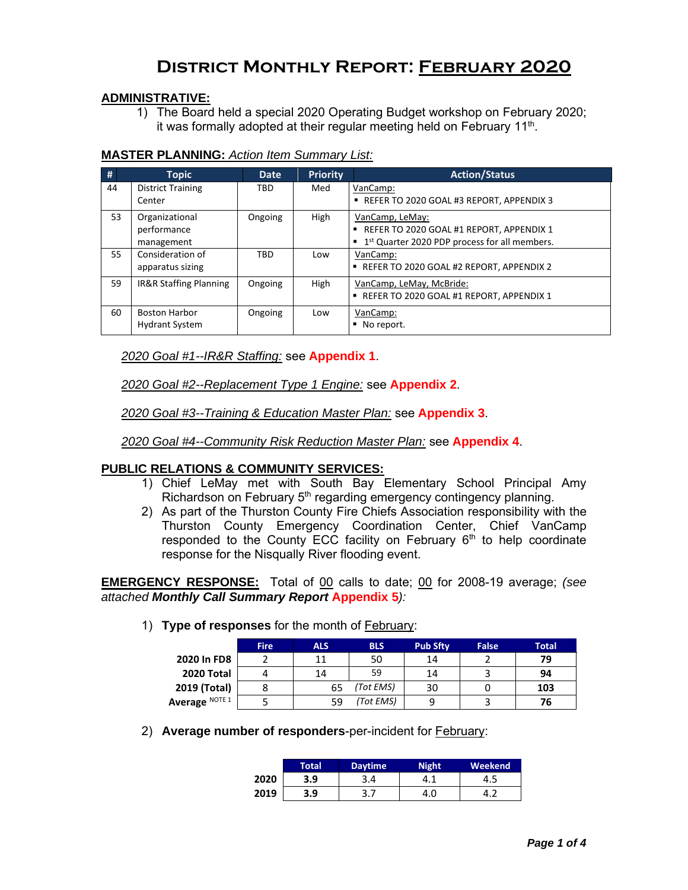# District Monthly Report: February 2020

## ADMINISTRATIVE:

1) The Board held a special 2020 Operating Budget workshop on February 2020; it was formally adopted at their regular meeting held on February 11th.

## MASTER PLANNING: *Action Item Summary List:*

| # | Topic | Date | Priority | Action/Status |
|---|---|---|---|---|
| 44 | District Training Center | TBD | Med | VanCamp:<br>▪ REFER TO 2020 GOAL #3 REPORT, APPENDIX 3 |
| 53 | Organizational performance management | Ongoing | High | VanCamp, LeMay:<br>▪ REFER TO 2020 GOAL #1 REPORT, APPENDIX 1<br>▪ 1st Quarter 2020 PDP process for all members. |
| 55 | Consideration of apparatus sizing | TBD | Low | VanCamp:<br>▪ REFER TO 2020 GOAL #2 REPORT, APPENDIX 2 |
| 59 | IR&R Staffing Planning | Ongoing | High | VanCamp, LeMay, McBride:<br>▪ REFER TO 2020 GOAL #1 REPORT, APPENDIX 1 |
| 60 | Boston Harbor Hydrant System | Ongoing | Low | VanCamp:<br>▪ No report. |

*2020 Goal #1--IR&R Staffing:* see **Appendix 1**.

*2020 Goal #2--Replacement Type 1 Engine:* see **Appendix 2**.

*2020 Goal #3--Training & Education Master Plan:* see **Appendix 3**.

*2020 Goal #4--Community Risk Reduction Master Plan:* see **Appendix 4**.

## PUBLIC RELATIONS & COMMUNITY SERVICES:

1) Chief LeMay met with South Bay Elementary School Principal Amy Richardson on February 5th regarding emergency contingency planning.
2) As part of the Thurston County Fire Chiefs Association responsibility with the Thurston County Emergency Coordination Center, Chief VanCamp responded to the County ECC facility on February 6th to help coordinate response for the Nisqually River flooding event.

**EMERGENCY RESPONSE:** Total of 00 calls to date; 00 for 2008-19 average; *(see attached **Monthly Call Summary Report** **Appendix 5**):*

1) **Type of responses** for the month of February:

| | Fire | ALS | BLS | Pub Sfty | False | Total |
|---|---|---|---|---|---|---|
| **2020 In FD8** | 2 | 11 | 50 | 14 | 2 | **79** |
| **2020 Total** | 4 | 14 | 59 | 14 | 3 | **94** |
| **2019 (Total)** | 8 | 65 | *(Tot EMS)* | 30 | 0 | **103** |
| **Average** NOTE 1 | 5 | 59 | *(Tot EMS)* | 9 | 3 | **76** |

2) **Average number of responders**-per-incident for February:

| | Total | Daytime | Night | Weekend |
|---|---|---|---|---|
| **2020** | **3.9** | 3.4 | 4.1 | 4.5 |
| **2019** | **3.9** | 3.7 | 4.0 | 4.2 |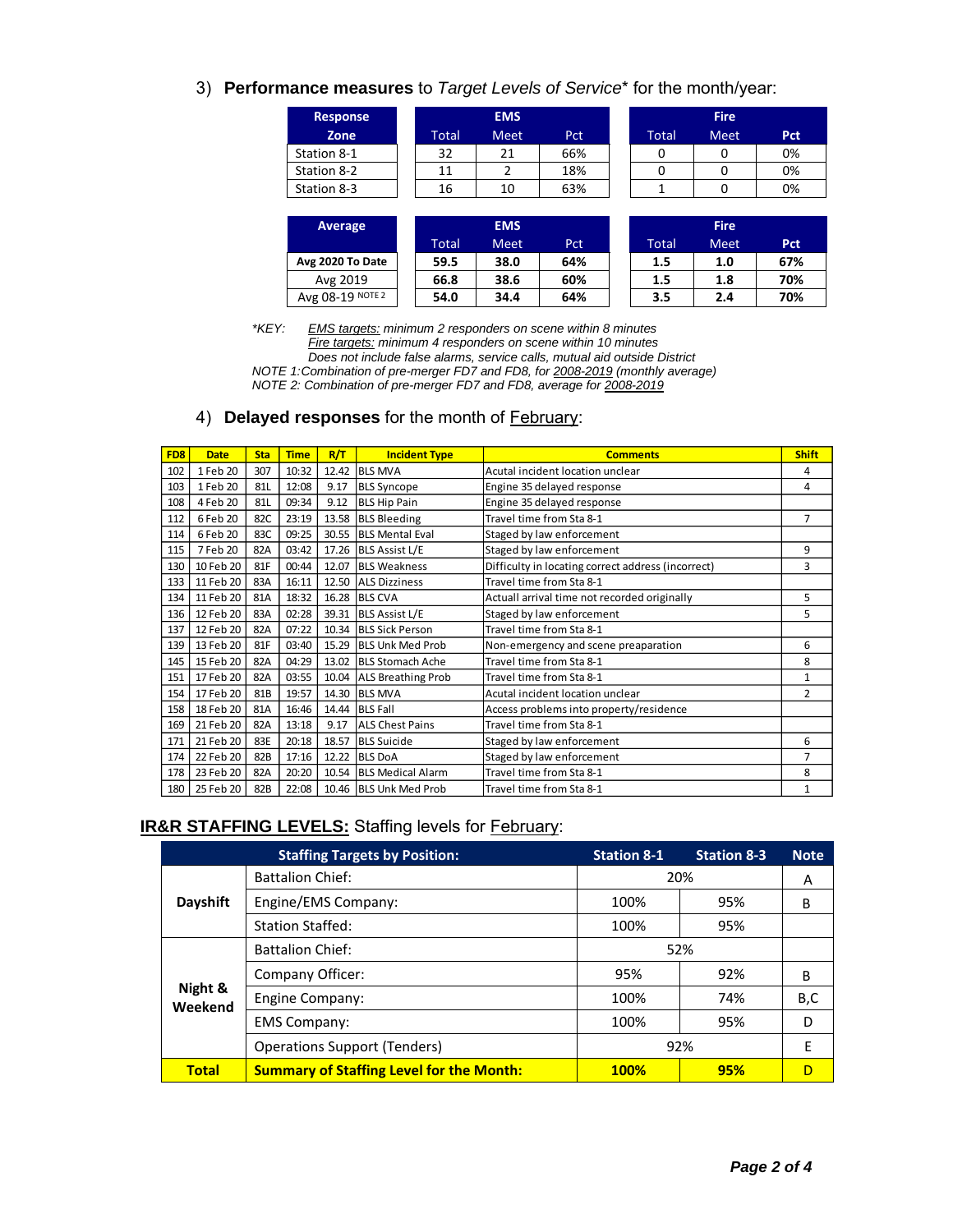### 3) **Performance measures** to *Target Levels of Service** for the month/year:

| Response Zone | EMS | | | Fire | | |
|---|---|---|---|---|---|---|
| | Total | Meet | Pct | Total | Meet | Pct |
| Station 8-1 | 32 | 21 | 66% | 0 | 0 | 0% |
| Station 8-2 | 11 | 2 | 18% | 0 | 0 | 0% |
| Station 8-3 | 16 | 10 | 63% | 1 | 0 | 0% |

| Average | EMS | | | Fire | | |
|---|---|---|---|---|---|---|
| | Total | Meet | Pct | Total | Meet | Pct |
| **Avg 2020 To Date** | **59.5** | **38.0** | **64%** | **1.5** | **1.0** | **67%** |
| Avg 2019 | **66.8** | **38.6** | **60%** | **1.5** | **1.8** | **70%** |
| Avg 08-19 NOTE 2 | **54.0** | **34.4** | **64%** | **3.5** | **2.4** | **70%** |

*\*KEY: EMS targets: minimum 2 responders on scene within 8 minutes*
*Fire targets: minimum 4 responders on scene within 10 minutes*
*Does not include false alarms, service calls, mutual aid outside District*
*NOTE 1:Combination of pre-merger FD7 and FD8, for 2008-2019 (monthly average)*
*NOTE 2: Combination of pre-merger FD7 and FD8, average for 2008-2019*

### 4) **Delayed responses** for the month of February:

| FD8 | Date | Sta | Time | R/T | Incident Type | Comments | Shift |
|---|---|---|---|---|---|---|---|
| 102 | 1 Feb 20 | 307 | 10:32 | 12.42 | BLS MVA | Acutal incident location unclear | 4 |
| 103 | 1 Feb 20 | 81L | 12:08 | 9.17 | BLS Syncope | Engine 35 delayed response | 4 |
| 108 | 4 Feb 20 | 81L | 09:34 | 9.12 | BLS Hip Pain | Engine 35 delayed response | |
| 112 | 6 Feb 20 | 82C | 23:19 | 13.58 | BLS Bleeding | Travel time from Sta 8-1 | 7 |
| 114 | 6 Feb 20 | 83C | 09:25 | 30.55 | BLS Mental Eval | Staged by law enforcement | |
| 115 | 7 Feb 20 | 82A | 03:42 | 17.26 | BLS Assist L/E | Staged by law enforcement | 9 |
| 130 | 10 Feb 20 | 81F | 00:44 | 12.07 | BLS Weakness | Difficulty in locating correct address (incorrect) | 3 |
| 133 | 11 Feb 20 | 83A | 16:11 | 12.50 | ALS Dizziness | Travel time from Sta 8-1 | |
| 134 | 11 Feb 20 | 81A | 18:32 | 16.28 | BLS CVA | Actuall arrival time not recorded originally | 5 |
| 136 | 12 Feb 20 | 83A | 02:28 | 39.31 | BLS Assist L/E | Staged by law enforcement | 5 |
| 137 | 12 Feb 20 | 82A | 07:22 | 10.34 | BLS Sick Person | Travel time from Sta 8-1 | |
| 139 | 13 Feb 20 | 81F | 03:40 | 15.29 | BLS Unk Med Prob | Non-emergency and scene preaparation | 6 |
| 145 | 15 Feb 20 | 82A | 04:29 | 13.02 | BLS Stomach Ache | Travel time from Sta 8-1 | 8 |
| 151 | 17 Feb 20 | 82A | 03:55 | 10.04 | ALS Breathing Prob | Travel time from Sta 8-1 | 1 |
| 154 | 17 Feb 20 | 81B | 19:57 | 14.30 | BLS MVA | Acutal incident location unclear | 2 |
| 158 | 18 Feb 20 | 81A | 16:46 | 14.44 | BLS Fall | Access problems into property/residence | |
| 169 | 21 Feb 20 | 82A | 13:18 | 9.17 | ALS Chest Pains | Travel time from Sta 8-1 | |
| 171 | 21 Feb 20 | 83E | 20:18 | 18.57 | BLS Suicide | Staged by law enforcement | 6 |
| 174 | 22 Feb 20 | 82B | 17:16 | 12.22 | BLS DoA | Staged by law enforcement | 7 |
| 178 | 23 Feb 20 | 82A | 20:20 | 10.54 | BLS Medical Alarm | Travel time from Sta 8-1 | 8 |
| 180 | 25 Feb 20 | 82B | 22:08 | 10.46 | BLS Unk Med Prob | Travel time from Sta 8-1 | 1 |

## **IR&R STAFFING LEVELS:** Staffing levels for February:

| | Staffing Targets by Position: | Station 8-1 | Station 8-3 | Note |
|---|---|---|---|---|
| Dayshift | Battalion Chief: | 20% | | A |
| | Engine/EMS Company: | 100% | 95% | B |
| | Station Staffed: | 100% | 95% | |
| Night & Weekend | Battalion Chief: | 52% | | |
| | Company Officer: | 95% | 92% | B |
| | Engine Company: | 100% | 74% | B,C |
| | EMS Company: | 100% | 95% | D |
| | Operations Support (Tenders) | 92% | | E |
| **Total** | **Summary of Staffing Level for the Month:** | **100%** | **95%** | D |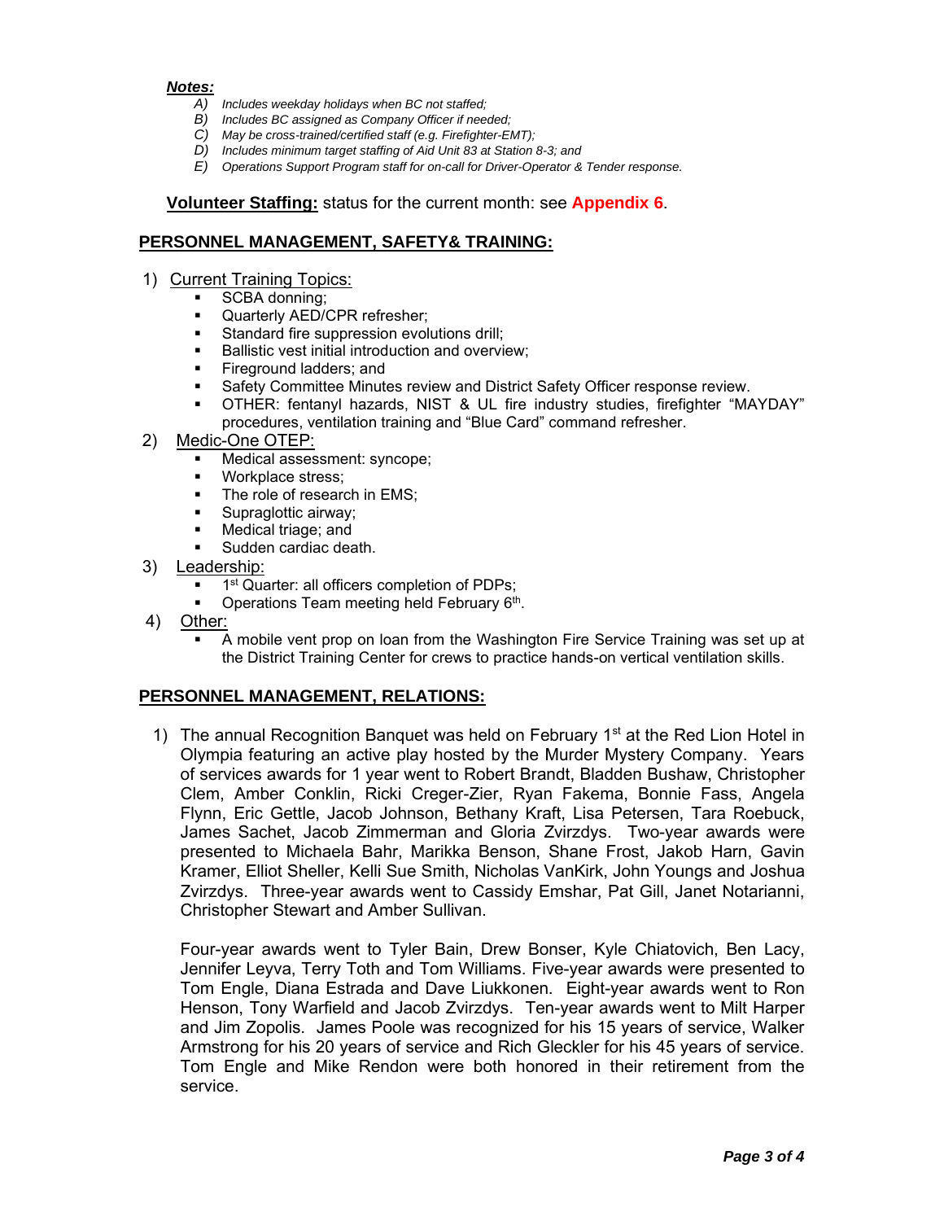***Notes:***

- *A) Includes weekday holidays when BC not staffed;*
- *B) Includes BC assigned as Company Officer if needed;*
- *C) May be cross-trained/certified staff (e.g. Firefighter-EMT);*
- *D) Includes minimum target staffing of Aid Unit 83 at Station 8-3; and*
- *E) Operations Support Program staff for on-call for Driver-Operator & Tender response.*

**Volunteer Staffing:** status for the current month: see **Appendix 6**.

## PERSONNEL MANAGEMENT, SAFETY& TRAINING:

1) Current Training Topics:
   - SCBA donning;
   - Quarterly AED/CPR refresher;
   - Standard fire suppression evolutions drill;
   - Ballistic vest initial introduction and overview;
   - Fireground ladders; and
   - Safety Committee Minutes review and District Safety Officer response review.
   - OTHER: fentanyl hazards, NIST & UL fire industry studies, firefighter "MAYDAY" procedures, ventilation training and "Blue Card" command refresher.
2) Medic-One OTEP:
   - Medical assessment: syncope;
   - Workplace stress;
   - The role of research in EMS;
   - Supraglottic airway;
   - Medical triage; and
   - Sudden cardiac death.
3) Leadership:
   - 1st Quarter: all officers completion of PDPs;
   - Operations Team meeting held February 6th.
4) Other:
   - A mobile vent prop on loan from the Washington Fire Service Training was set up at the District Training Center for crews to practice hands-on vertical ventilation skills.

## PERSONNEL MANAGEMENT, RELATIONS:

1) The annual Recognition Banquet was held on February 1st at the Red Lion Hotel in Olympia featuring an active play hosted by the Murder Mystery Company. Years of services awards for 1 year went to Robert Brandt, Bladden Bushaw, Christopher Clem, Amber Conklin, Ricki Creger-Zier, Ryan Fakema, Bonnie Fass, Angela Flynn, Eric Gettle, Jacob Johnson, Bethany Kraft, Lisa Petersen, Tara Roebuck, James Sachet, Jacob Zimmerman and Gloria Zvirzdys. Two-year awards were presented to Michaela Bahr, Marikka Benson, Shane Frost, Jakob Harn, Gavin Kramer, Elliot Sheller, Kelli Sue Smith, Nicholas VanKirk, John Youngs and Joshua Zvirzdys. Three-year awards went to Cassidy Emshar, Pat Gill, Janet Notarianni, Christopher Stewart and Amber Sullivan.

   Four-year awards went to Tyler Bain, Drew Bonser, Kyle Chiatovich, Ben Lacy, Jennifer Leyva, Terry Toth and Tom Williams. Five-year awards were presented to Tom Engle, Diana Estrada and Dave Liukkonen. Eight-year awards went to Ron Henson, Tony Warfield and Jacob Zvirzdys. Ten-year awards went to Milt Harper and Jim Zopolis. James Poole was recognized for his 15 years of service, Walker Armstrong for his 20 years of service and Rich Gleckler for his 45 years of service. Tom Engle and Mike Rendon were both honored in their retirement from the service.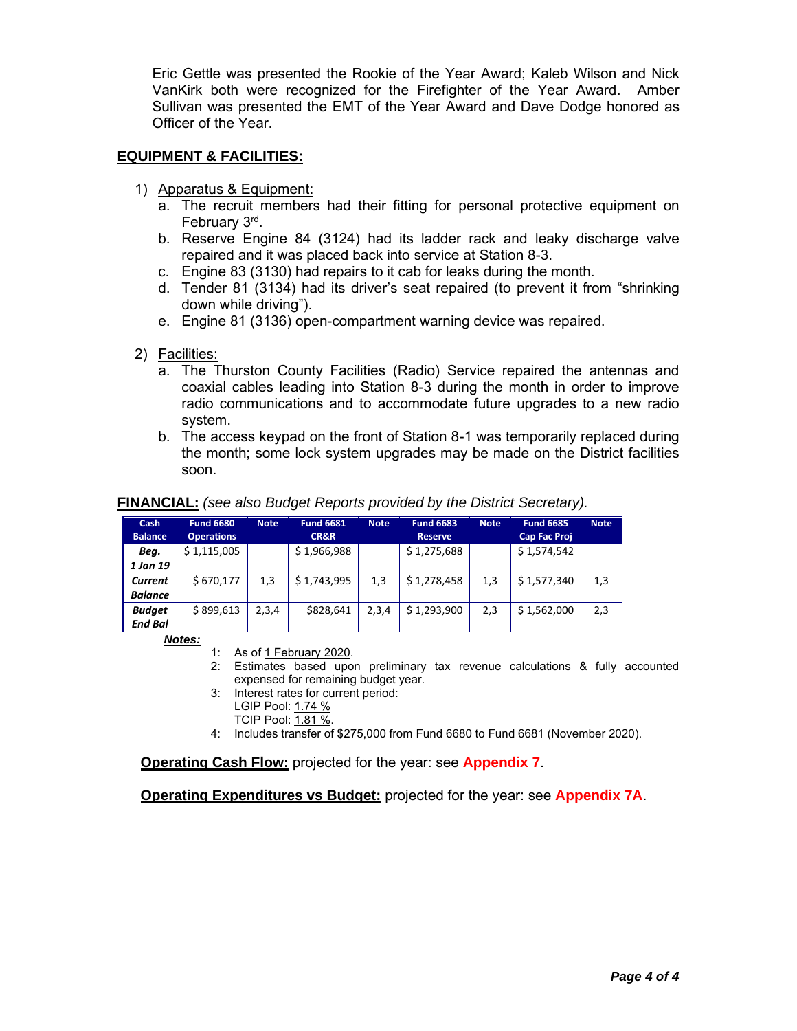Eric Gettle was presented the Rookie of the Year Award; Kaleb Wilson and Nick VanKirk both were recognized for the Firefighter of the Year Award. Amber Sullivan was presented the EMT of the Year Award and Dave Dodge honored as Officer of the Year.

## EQUIPMENT & FACILITIES:

1) Apparatus & Equipment:
   a. The recruit members had their fitting for personal protective equipment on February 3rd.
   b. Reserve Engine 84 (3124) had its ladder rack and leaky discharge valve repaired and it was placed back into service at Station 8-3.
   c. Engine 83 (3130) had repairs to it cab for leaks during the month.
   d. Tender 81 (3134) had its driver's seat repaired (to prevent it from "shrinking down while driving").
   e. Engine 81 (3136) open-compartment warning device was repaired.

2) Facilities:
   a. The Thurston County Facilities (Radio) Service repaired the antennas and coaxial cables leading into Station 8-3 during the month in order to improve radio communications and to accommodate future upgrades to a new radio system.
   b. The access keypad on the front of Station 8-1 was temporarily replaced during the month; some lock system upgrades may be made on the District facilities soon.

**FINANCIAL:** *(see also Budget Reports provided by the District Secretary).*

| Cash Balance | Fund 6680 Operations | Note | Fund 6681 CR&R | Note | Fund 6683 Reserve | Note | Fund 6685 Cap Fac Proj | Note |
|---|---|---|---|---|---|---|---|---|
| ***Beg. 1 Jan 19*** | $ 1,115,005 | | $ 1,966,988 | | $ 1,275,688 | | $ 1,574,542 | |
| ***Current Balance*** | $ 670,177 | 1,3 | $ 1,743,995 | 1,3 | $ 1,278,458 | 1,3 | $ 1,577,340 | 1,3 |
| ***Budget End Bal*** | $ 899,613 | 2,3,4 | $828,641 | 2,3,4 | $ 1,293,900 | 2,3 | $ 1,562,000 | 2,3 |

***Notes:***

1: As of 1 February 2020.
2: Estimates based upon preliminary tax revenue calculations & fully accounted expensed for remaining budget year.
3: Interest rates for current period:
LGIP Pool: 1.74 %
TCIP Pool: 1.81 %.
4: Includes transfer of $275,000 from Fund 6680 to Fund 6681 (November 2020).

**Operating Cash Flow:** projected for the year: see **Appendix 7**.

**Operating Expenditures vs Budget:** projected for the year: see **Appendix 7A**.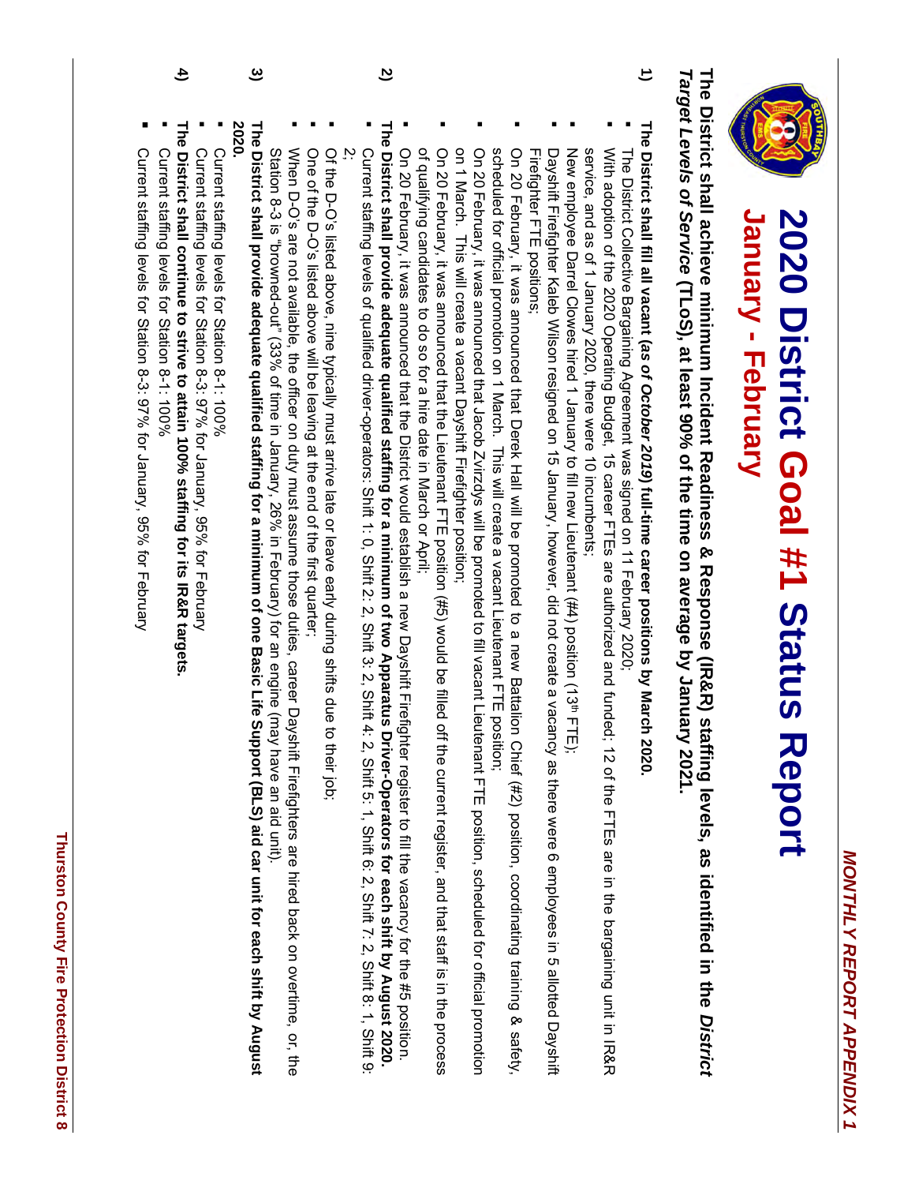# 2020 District Goal #1 Status Report

## January - February

**The District shall achieve minimum Incident Readiness & Response (IR&R) staffing levels, as identified in the *District Target Levels of Service* (TLoS), at least 90% of the time on average by January 2021.**

1) **The District shall fill all vacant (*as of October 2019*) full-time career positions by March 2020.**
   - The District Collective Bargaining Agreement was signed on 11 February 2020;
   - With adoption of the 2020 Operating Budget, 15 career FTEs are authorized and funded; 12 of the FTEs are in the bargaining unit in IR&R service, and as of 1 January 2020, there were 10 incumbents;
   - New employee Darrel Clowes hired 1 January to fill new Lieutenant (#4) position (13th FTE);
   - Dayshift Firefighter Kaleb Wilson resigned on 15 January, however, did not create a vacancy as there were 6 employees in 5 allotted Dayshift Firefighter FTE positions;
   - On 20 February, it was announced that Derek Hall will be promoted to a new Battalion Chief (#2) position, coordinating training & safety, scheduled for official promotion on 1 March. This will create a vacant Lieutenant FTE position;
   - On 20 February, it was announced that Jacob Zvirzdys will be promoted to fill vacant Lieutenant FTE position, scheduled for official promotion on 1 March. This will create a vacant Dayshift Firefighter position;
   - On 20 February, it was announced that the Lieutenant FTE position (#5) would be filled off the current register, and that staff is in the process of qualifying candidates to do so for a hire date in March or April;
   - On 20 February, it was announced that the District would establish a new Dayshift Firefighter register to fill the vacancy for the #5 position.

2) **The District shall provide adequate qualified staffing for a minimum of two Apparatus Driver-Operators for each shift by August 2020.**
   - Current staffing levels of qualified driver-operators: Shift 1: 0, Shift 2: 2, Shift 3: 2, Shift 4: 2, Shift 5: 1, Shift 6: 2, Shift 7: 2, Shift 8: 1, Shift 9: 2;
   - Of the D-O's listed above, nine typically must arrive late or leave early during shifts due to their job;
   - One of the D-O's listed above will be leaving at the end of the first quarter;
   - When D-O's are not available, the officer on duty must assume those duties, career Dayshift Firefighters are hired back on overtime, or, the Station 8-3 is "browned-out" (33% of time in January, 26% in February) for an engine (may have an aid unit).

3) **The District shall provide adequate qualified staffing for a minimum of one Basic Life Support (BLS) aid car unit for each shift by August 2020.**
   - Current staffing levels for Station 8-1: 100%
   - Current staffing levels for Station 8-3: 97% for January, 95% for February

4) **The District shall continue to strive to attain 100% staffing for its IR&R targets.**
   - Current staffing levels for Station 8-1: 100%
   - Current staffing levels for Station 8-3: 97% for January, 95% for February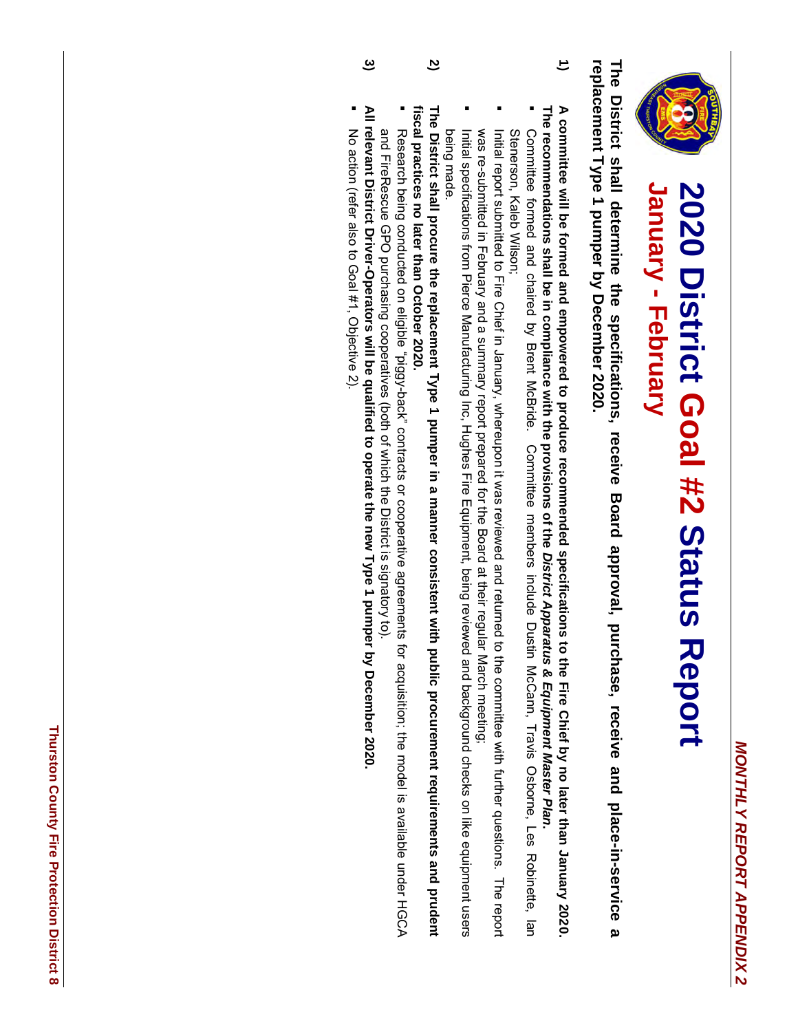*MONTHLY REPORT APPENDIX 2*

# 2020 District Goal #2 Status Report

## January - February

**The District shall determine the specifications, receive Board approval, purchase, receive and place-in-service a replacement Type 1 pumper by December 2020.**

1) **A committee will be formed and empowered to produce recommended specifications to the Fire Chief by no later than January 2020. The recommendations shall be in compliance with the provisions of the *District Apparatus & Equipment Master Plan*.**
   - Committee formed and chaired by Brent McBride. Committee members include Dustin McCann, Travis Osborne, Les Robinette, Ian Stenerson, Kaleb Wilson;
   - Initial report submitted to Fire Chief in January, whereupon it was reviewed and returned to the committee with further questions. The report was re-submitted in February and a summary report prepared for the Board at their regular March meeting;
   - Initial specifications from Pierce Manufacturing Inc, Hughes Fire Equipment, being reviewed and background checks on like equipment users being made.

2) **The District shall procure the replacement Type 1 pumper in a manner consistent with public procurement requirements and prudent fiscal practices no later than October 2020.**
   - Research being conducted on eligible "piggy-back" contracts or cooperative agreements for acquisition; the model is available under HGCA and FireRescue GPO purchasing cooperatives (both of which the District is signatory to).

3) **All relevant District Driver-Operators will be qualified to operate the new Type 1 pumper by December 2020.**
   - No action (refer also to Goal #1, Objective 2).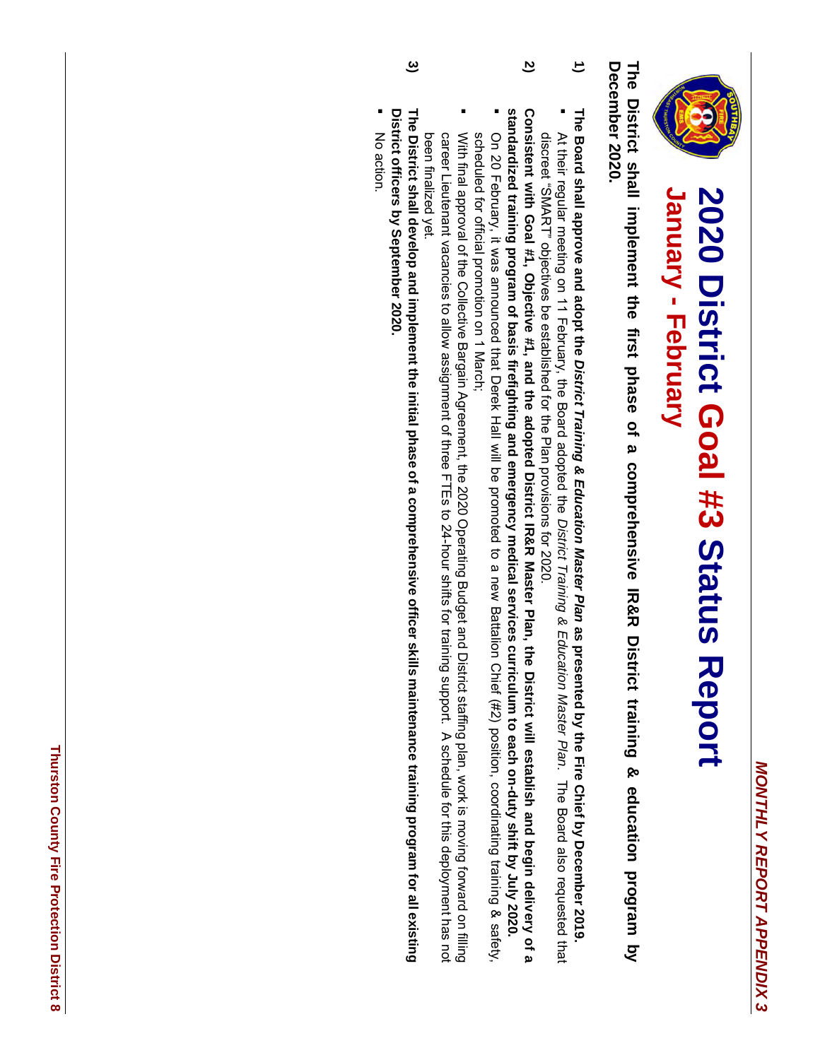# 2020 District Goal #3 Status Report

## January - February

**The District shall implement the first phase of a comprehensive IR&R District training & education program by December 2020.**

1) **The Board shall approve and adopt the *District Training & Education Master Plan* as presented by the Fire Chief by December 2019.**
   - At their regular meeting on 11 February, the Board adopted the *District Training & Education Master Plan*. The Board also requested that discreet "SMART" objectives be established for the Plan provisions for 2020.

2) **Consistent with Goal #1, Objective #1, and the adopted District IR&R Master Plan, the District will establish and begin delivery of a standardized training program of basis firefighting and emergency medical services curriculum to each on-duty shift by July 2020.**
   - On 20 February, it was announced that Derek Hall will be promoted to a new Battalion Chief (#2) position, coordinating training & safety, scheduled for official promotion on 1 March;
   - With final approval of the Collective Bargain Agreement, the 2020 Operating Budget and District staffing plan, work is moving forward on filling career Lieutenant vacancies to allow assignment of three FTEs to 24-hour shifts for training support. A schedule for this deployment has not been finalized yet.

3) **The District shall develop and implement the initial phase of a comprehensive officer skills maintenance training program for all existing District officers by September 2020.**
   - No action.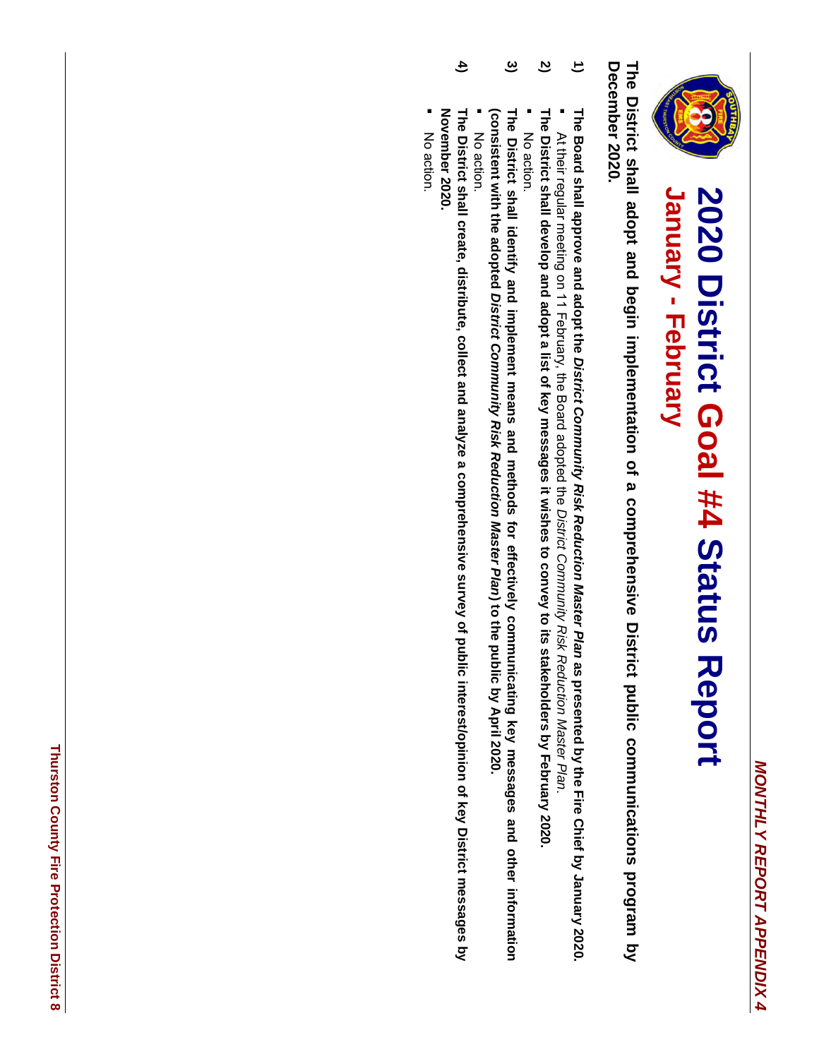# 2020 District Goal #4 Status Report

## January - February

**The District shall adopt and begin implementation of a comprehensive District public communications program by December 2020.**

1) **The Board shall approve and adopt the *District Community Risk Reduction Master Plan* as presented by the Fire Chief by January 2020.**
   - At their regular meeting on 11 February, the Board adopted the *District Community Risk Reduction Master Plan*.

2) **The District shall develop and adopt a list of key messages it wishes to convey to its stakeholders by February 2020.**
   - No action.

3) **The District shall identify and implement means and methods for effectively communicating key messages and other information (consistent with the adopted *District Community Risk Reduction Master Plan*) to the public by April 2020.**
   - No action.

4) **The District shall create, distribute, collect and analyze a comprehensive survey of public interest/opinion of key District messages by November 2020.**
   - No action.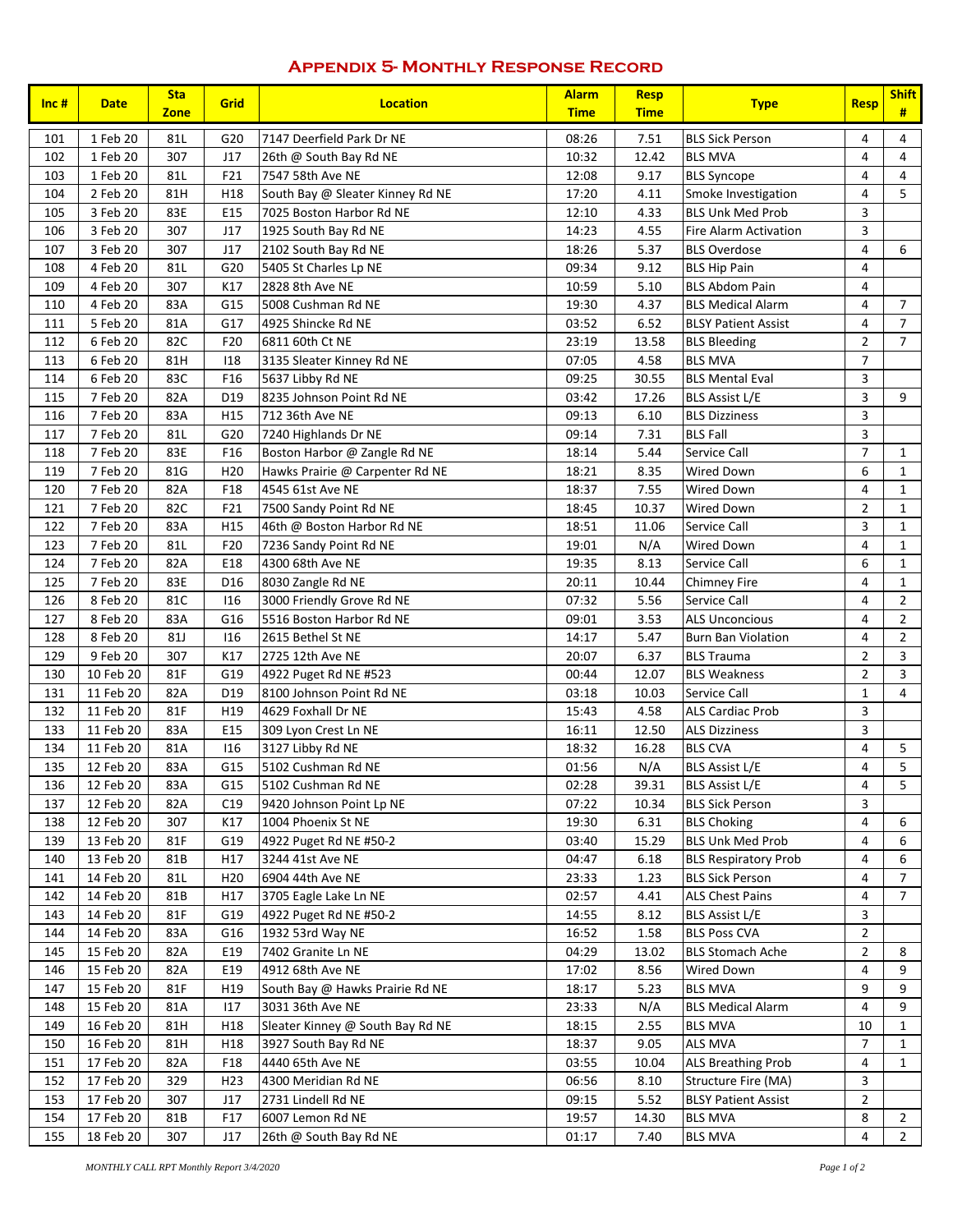## Appendix 5- Monthly Response Record

| Inc # | Date | Sta Zone | Grid | Location | Alarm Time | Resp Time | Type | Resp | Shift # |
|---|---|---|---|---|---|---|---|---|---|
| 101 | 1 Feb 20 | 81L | G20 | 7147 Deerfield Park Dr NE | 08:26 | 7.51 | BLS Sick Person | 4 | 4 |
| 102 | 1 Feb 20 | 307 | J17 | 26th @ South Bay Rd NE | 10:32 | 12.42 | BLS MVA | 4 | 4 |
| 103 | 1 Feb 20 | 81L | F21 | 7547 58th Ave NE | 12:08 | 9.17 | BLS Syncope | 4 | 4 |
| 104 | 2 Feb 20 | 81H | H18 | South Bay @ Sleater Kinney Rd NE | 17:20 | 4.11 | Smoke Investigation | 4 | 5 |
| 105 | 3 Feb 20 | 83E | E15 | 7025 Boston Harbor Rd NE | 12:10 | 4.33 | BLS Unk Med Prob | 3 | |
| 106 | 3 Feb 20 | 307 | J17 | 1925 South Bay Rd NE | 14:23 | 4.55 | Fire Alarm Activation | 3 | |
| 107 | 3 Feb 20 | 307 | J17 | 2102 South Bay Rd NE | 18:26 | 5.37 | BLS Overdose | 4 | 6 |
| 108 | 4 Feb 20 | 81L | G20 | 5405 St Charles Lp NE | 09:34 | 9.12 | BLS Hip Pain | 4 | |
| 109 | 4 Feb 20 | 307 | K17 | 2828 8th Ave NE | 10:59 | 5.10 | BLS Abdom Pain | 4 | |
| 110 | 4 Feb 20 | 83A | G15 | 5008 Cushman Rd NE | 19:30 | 4.37 | BLS Medical Alarm | 4 | 7 |
| 111 | 5 Feb 20 | 81A | G17 | 4925 Shincke Rd NE | 03:52 | 6.52 | BLSY Patient Assist | 4 | 7 |
| 112 | 6 Feb 20 | 82C | F20 | 6811 60th Ct NE | 23:19 | 13.58 | BLS Bleeding | 2 | 7 |
| 113 | 6 Feb 20 | 81H | I18 | 3135 Sleater Kinney Rd NE | 07:05 | 4.58 | BLS MVA | 7 | |
| 114 | 6 Feb 20 | 83C | F16 | 5637 Libby Rd NE | 09:25 | 30.55 | BLS Mental Eval | 3 | |
| 115 | 7 Feb 20 | 82A | D19 | 8235 Johnson Point Rd NE | 03:42 | 17.26 | BLS Assist L/E | 3 | 9 |
| 116 | 7 Feb 20 | 83A | H15 | 712 36th Ave NE | 09:13 | 6.10 | BLS Dizziness | 3 | |
| 117 | 7 Feb 20 | 81L | G20 | 7240 Highlands Dr NE | 09:14 | 7.31 | BLS Fall | 3 | |
| 118 | 7 Feb 20 | 83E | F16 | Boston Harbor @ Zangle Rd NE | 18:14 | 5.44 | Service Call | 7 | 1 |
| 119 | 7 Feb 20 | 81G | H20 | Hawks Prairie @ Carpenter Rd NE | 18:21 | 8.35 | Wired Down | 6 | 1 |
| 120 | 7 Feb 20 | 82A | F18 | 4545 61st Ave NE | 18:37 | 7.55 | Wired Down | 4 | 1 |
| 121 | 7 Feb 20 | 82C | F21 | 7500 Sandy Point Rd NE | 18:45 | 10.37 | Wired Down | 2 | 1 |
| 122 | 7 Feb 20 | 83A | H15 | 46th @ Boston Harbor Rd NE | 18:51 | 11.06 | Service Call | 3 | 1 |
| 123 | 7 Feb 20 | 81L | F20 | 7236 Sandy Point Rd NE | 19:01 | N/A | Wired Down | 4 | 1 |
| 124 | 7 Feb 20 | 82A | E18 | 4300 68th Ave NE | 19:35 | 8.13 | Service Call | 6 | 1 |
| 125 | 7 Feb 20 | 83E | D16 | 8030 Zangle Rd NE | 20:11 | 10.44 | Chimney Fire | 4 | 1 |
| 126 | 8 Feb 20 | 81C | I16 | 3000 Friendly Grove Rd NE | 07:32 | 5.56 | Service Call | 4 | 2 |
| 127 | 8 Feb 20 | 83A | G16 | 5516 Boston Harbor Rd NE | 09:01 | 3.53 | ALS Unconcious | 4 | 2 |
| 128 | 8 Feb 20 | 81J | I16 | 2615 Bethel St NE | 14:17 | 5.47 | Burn Ban Violation | 4 | 2 |
| 129 | 9 Feb 20 | 307 | K17 | 2725 12th Ave NE | 20:07 | 6.37 | BLS Trauma | 2 | 3 |
| 130 | 10 Feb 20 | 81F | G19 | 4922 Puget Rd NE #523 | 00:44 | 12.07 | BLS Weakness | 2 | 3 |
| 131 | 11 Feb 20 | 82A | D19 | 8100 Johnson Point Rd NE | 03:18 | 10.03 | Service Call | 1 | 4 |
| 132 | 11 Feb 20 | 81F | H19 | 4629 Foxhall Dr NE | 15:43 | 4.58 | ALS Cardiac Prob | 3 | |
| 133 | 11 Feb 20 | 83A | E15 | 309 Lyon Crest Ln NE | 16:11 | 12.50 | ALS Dizziness | 3 | |
| 134 | 11 Feb 20 | 81A | I16 | 3127 Libby Rd NE | 18:32 | 16.28 | BLS CVA | 4 | 5 |
| 135 | 12 Feb 20 | 83A | G15 | 5102 Cushman Rd NE | 01:56 | N/A | BLS Assist L/E | 4 | 5 |
| 136 | 12 Feb 20 | 83A | G15 | 5102 Cushman Rd NE | 02:28 | 39.31 | BLS Assist L/E | 4 | 5 |
| 137 | 12 Feb 20 | 82A | C19 | 9420 Johnson Point Lp NE | 07:22 | 10.34 | BLS Sick Person | 3 | |
| 138 | 12 Feb 20 | 307 | K17 | 1004 Phoenix St NE | 19:30 | 6.31 | BLS Choking | 4 | 6 |
| 139 | 13 Feb 20 | 81F | G19 | 4922 Puget Rd NE #50-2 | 03:40 | 15.29 | BLS Unk Med Prob | 4 | 6 |
| 140 | 13 Feb 20 | 81B | H17 | 3244 41st Ave NE | 04:47 | 6.18 | BLS Respiratory Prob | 4 | 6 |
| 141 | 14 Feb 20 | 81L | H20 | 6904 44th Ave NE | 23:33 | 1.23 | BLS Sick Person | 4 | 7 |
| 142 | 14 Feb 20 | 81B | H17 | 3705 Eagle Lake Ln NE | 02:57 | 4.41 | ALS Chest Pains | 4 | 7 |
| 143 | 14 Feb 20 | 81F | G19 | 4922 Puget Rd NE #50-2 | 14:55 | 8.12 | BLS Assist L/E | 3 | |
| 144 | 14 Feb 20 | 83A | G16 | 1932 53rd Way NE | 16:52 | 1.58 | BLS Poss CVA | 2 | |
| 145 | 15 Feb 20 | 82A | E19 | 7402 Granite Ln NE | 04:29 | 13.02 | BLS Stomach Ache | 2 | 8 |
| 146 | 15 Feb 20 | 82A | E19 | 4912 68th Ave NE | 17:02 | 8.56 | Wired Down | 4 | 9 |
| 147 | 15 Feb 20 | 81F | H19 | South Bay @ Hawks Prairie Rd NE | 18:17 | 5.23 | BLS MVA | 9 | 9 |
| 148 | 15 Feb 20 | 81A | I17 | 3031 36th Ave NE | 23:33 | N/A | BLS Medical Alarm | 4 | 9 |
| 149 | 16 Feb 20 | 81H | H18 | Sleater Kinney @ South Bay Rd NE | 18:15 | 2.55 | BLS MVA | 10 | 1 |
| 150 | 16 Feb 20 | 81H | H18 | 3927 South Bay Rd NE | 18:37 | 9.05 | ALS MVA | 7 | 1 |
| 151 | 17 Feb 20 | 82A | F18 | 4440 65th Ave NE | 03:55 | 10.04 | ALS Breathing Prob | 4 | 1 |
| 152 | 17 Feb 20 | 329 | H23 | 4300 Meridian Rd NE | 06:56 | 8.10 | Structure Fire (MA) | 3 | |
| 153 | 17 Feb 20 | 307 | J17 | 2731 Lindell Rd NE | 09:15 | 5.52 | BLSY Patient Assist | 2 | |
| 154 | 17 Feb 20 | 81B | F17 | 6007 Lemon Rd NE | 19:57 | 14.30 | BLS MVA | 8 | 2 |
| 155 | 18 Feb 20 | 307 | J17 | 26th @ South Bay Rd NE | 01:17 | 7.40 | BLS MVA | 4 | 2 |

*MONTHLY CALL RPT Monthly Report 3/4/2020*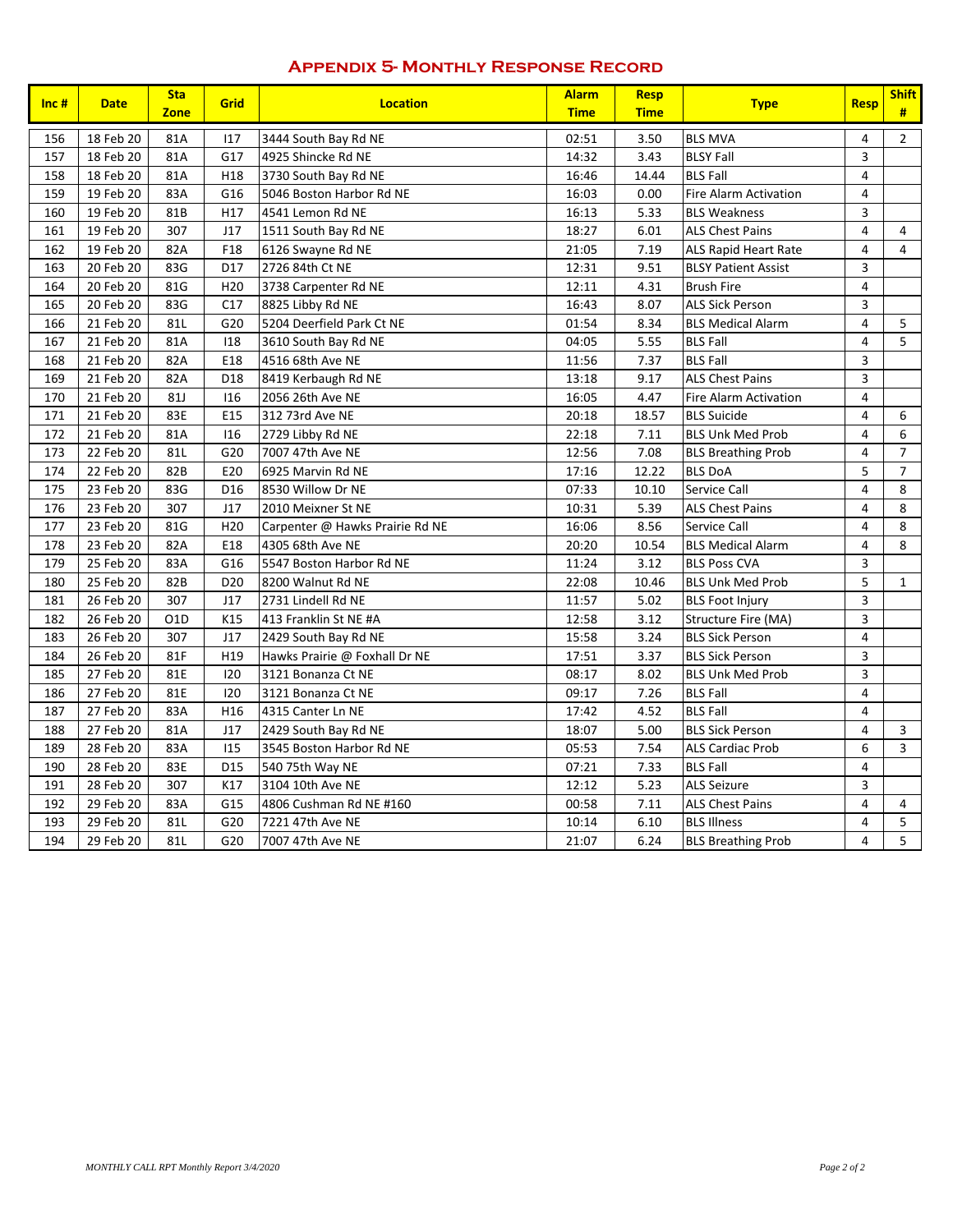## Appendix 5- Monthly Response Record

| Inc # | Date | Sta Zone | Grid | Location | Alarm Time | Resp Time | Type | Resp | Shift # |
|---|---|---|---|---|---|---|---|---|---|
| 156 | 18 Feb 20 | 81A | I17 | 3444 South Bay Rd NE | 02:51 | 3.50 | BLS MVA | 4 | 2 |
| 157 | 18 Feb 20 | 81A | G17 | 4925 Shincke Rd NE | 14:32 | 3.43 | BLSY Fall | 3 | |
| 158 | 18 Feb 20 | 81A | H18 | 3730 South Bay Rd NE | 16:46 | 14.44 | BLS Fall | 4 | |
| 159 | 19 Feb 20 | 83A | G16 | 5046 Boston Harbor Rd NE | 16:03 | 0.00 | Fire Alarm Activation | 4 | |
| 160 | 19 Feb 20 | 81B | H17 | 4541 Lemon Rd NE | 16:13 | 5.33 | BLS Weakness | 3 | |
| 161 | 19 Feb 20 | 307 | J17 | 1511 South Bay Rd NE | 18:27 | 6.01 | ALS Chest Pains | 4 | 4 |
| 162 | 19 Feb 20 | 82A | F18 | 6126 Swayne Rd NE | 21:05 | 7.19 | ALS Rapid Heart Rate | 4 | 4 |
| 163 | 20 Feb 20 | 83G | D17 | 2726 84th Ct NE | 12:31 | 9.51 | BLSY Patient Assist | 3 | |
| 164 | 20 Feb 20 | 81G | H20 | 3738 Carpenter Rd NE | 12:11 | 4.31 | Brush Fire | 4 | |
| 165 | 20 Feb 20 | 83G | C17 | 8825 Libby Rd NE | 16:43 | 8.07 | ALS Sick Person | 3 | |
| 166 | 21 Feb 20 | 81L | G20 | 5204 Deerfield Park Ct NE | 01:54 | 8.34 | BLS Medical Alarm | 4 | 5 |
| 167 | 21 Feb 20 | 81A | I18 | 3610 South Bay Rd NE | 04:05 | 5.55 | BLS Fall | 4 | 5 |
| 168 | 21 Feb 20 | 82A | E18 | 4516 68th Ave NE | 11:56 | 7.37 | BLS Fall | 3 | |
| 169 | 21 Feb 20 | 82A | D18 | 8419 Kerbaugh Rd NE | 13:18 | 9.17 | ALS Chest Pains | 3 | |
| 170 | 21 Feb 20 | 81J | I16 | 2056 26th Ave NE | 16:05 | 4.47 | Fire Alarm Activation | 4 | |
| 171 | 21 Feb 20 | 83E | E15 | 312 73rd Ave NE | 20:18 | 18.57 | BLS Suicide | 4 | 6 |
| 172 | 21 Feb 20 | 81A | I16 | 2729 Libby Rd NE | 22:18 | 7.11 | BLS Unk Med Prob | 4 | 6 |
| 173 | 22 Feb 20 | 81L | G20 | 7007 47th Ave NE | 12:56 | 7.08 | BLS Breathing Prob | 4 | 7 |
| 174 | 22 Feb 20 | 82B | E20 | 6925 Marvin Rd NE | 17:16 | 12.22 | BLS DoA | 5 | 7 |
| 175 | 23 Feb 20 | 83G | D16 | 8530 Willow Dr NE | 07:33 | 10.10 | Service Call | 4 | 8 |
| 176 | 23 Feb 20 | 307 | J17 | 2010 Meixner St NE | 10:31 | 5.39 | ALS Chest Pains | 4 | 8 |
| 177 | 23 Feb 20 | 81G | H20 | Carpenter @ Hawks Prairie Rd NE | 16:06 | 8.56 | Service Call | 4 | 8 |
| 178 | 23 Feb 20 | 82A | E18 | 4305 68th Ave NE | 20:20 | 10.54 | BLS Medical Alarm | 4 | 8 |
| 179 | 25 Feb 20 | 83A | G16 | 5547 Boston Harbor Rd NE | 11:24 | 3.12 | BLS Poss CVA | 3 | |
| 180 | 25 Feb 20 | 82B | D20 | 8200 Walnut Rd NE | 22:08 | 10.46 | BLS Unk Med Prob | 5 | 1 |
| 181 | 26 Feb 20 | 307 | J17 | 2731 Lindell Rd NE | 11:57 | 5.02 | BLS Foot Injury | 3 | |
| 182 | 26 Feb 20 | O1D | K15 | 413 Franklin St NE #A | 12:58 | 3.12 | Structure Fire (MA) | 3 | |
| 183 | 26 Feb 20 | 307 | J17 | 2429 South Bay Rd NE | 15:58 | 3.24 | BLS Sick Person | 4 | |
| 184 | 26 Feb 20 | 81F | H19 | Hawks Prairie @ Foxhall Dr NE | 17:51 | 3.37 | BLS Sick Person | 3 | |
| 185 | 27 Feb 20 | 81E | I20 | 3121 Bonanza Ct NE | 08:17 | 8.02 | BLS Unk Med Prob | 3 | |
| 186 | 27 Feb 20 | 81E | I20 | 3121 Bonanza Ct NE | 09:17 | 7.26 | BLS Fall | 4 | |
| 187 | 27 Feb 20 | 83A | H16 | 4315 Canter Ln NE | 17:42 | 4.52 | BLS Fall | 4 | |
| 188 | 27 Feb 20 | 81A | J17 | 2429 South Bay Rd NE | 18:07 | 5.00 | BLS Sick Person | 4 | 3 |
| 189 | 28 Feb 20 | 83A | I15 | 3545 Boston Harbor Rd NE | 05:53 | 7.54 | ALS Cardiac Prob | 6 | 3 |
| 190 | 28 Feb 20 | 83E | D15 | 540 75th Way NE | 07:21 | 7.33 | BLS Fall | 4 | |
| 191 | 28 Feb 20 | 307 | K17 | 3104 10th Ave NE | 12:12 | 5.23 | ALS Seizure | 3 | |
| 192 | 29 Feb 20 | 83A | G15 | 4806 Cushman Rd NE #160 | 00:58 | 7.11 | ALS Chest Pains | 4 | 4 |
| 193 | 29 Feb 20 | 81L | G20 | 7221 47th Ave NE | 10:14 | 6.10 | BLS Illness | 4 | 5 |
| 194 | 29 Feb 20 | 81L | G20 | 7007 47th Ave NE | 21:07 | 6.24 | BLS Breathing Prob | 4 | 5 |

*MONTHLY CALL RPT Monthly Report 3/4/2020*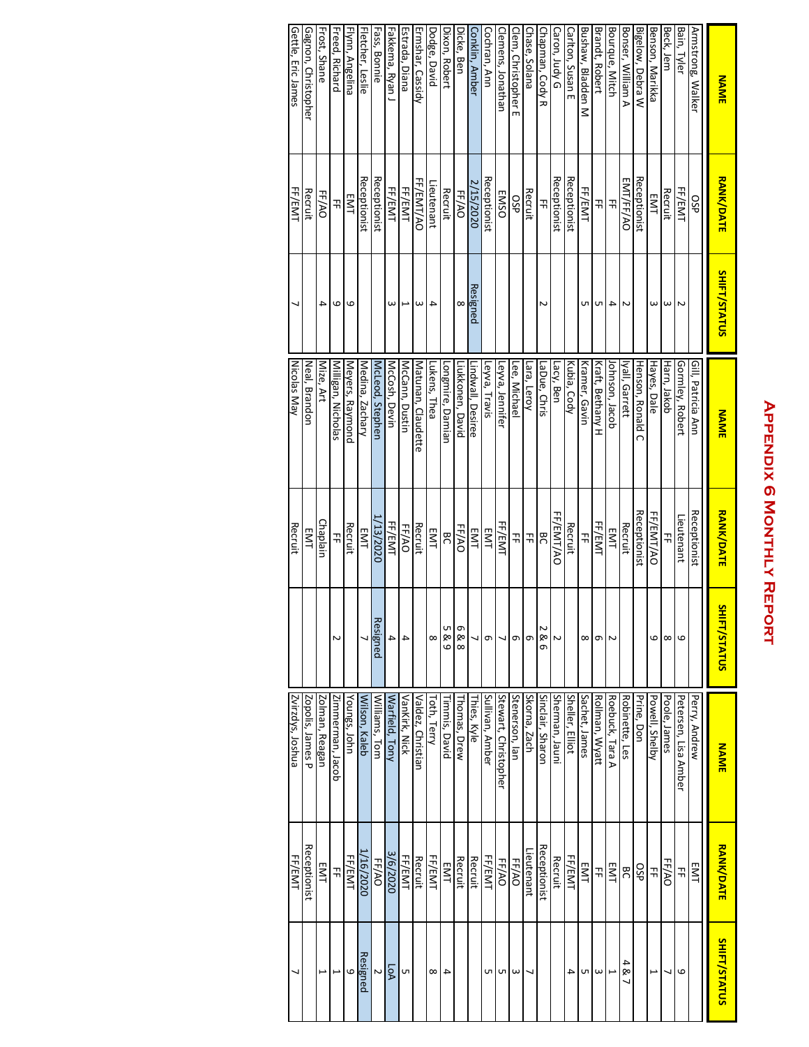# Appendix 6 Monthly Report

| NAME | RANK/DATE | SHIFT/STATUS | NAME | RANK/DATE | SHIFT/STATUS | NAME | RANK/DATE | SHIFT/STATUS |
|---|---|---|---|---|---|---|---|---|
| Armstrong, Walker | OSP | | Gill, Patricia Ann | Receptionist | | Perry, Andrew | EMT | |
| Bain, Tyler | FF/EMT | 2 | Gormley, Robert | Lieutenant | 9 | Petersen, Lisa Amber | FF | 9 |
| Beck, Jem | Recruit | 3 | Harn, Jakob | FF | 8 | Poole, James | FF/AO | 7 |
| Benson, Marikka | EMT | 3 | Hayes, Dale | FF/EMT/AO | 9 | Powell, Shelby | FF | 1 |
| Bigelow, Debra W | Receptionist | | Henson, Ronald C | Receptionist | | Prine, Don | OSP | |
| Bonser, William A | EMT/FF/AO | 2 | Iyall, Garrett | Recruit | | Robinette, Les | BC | 4 & 7 |
| Bourque, Mitch | FF | 4 | Johnson, Jacob | EMT | 2 | Roebuck, Tara A | EMT | 1 |
| Brandt, Robert | FF | 5 | Kraft, Bethany H | FF/EMT | 6 | Rollman, Wyatt | FF | 3 |
| Bushaw, Bladden M | FF/EMT | 5 | Kramer, Gavin | FF | 8 | Sachet, James | EMT | 5 |
| Carlton, Susan E | Receptionist | | Kubia, Cody | Recruit | | Sheller, Elliot | FF/EMT | 4 |
| Caron, Judy G | Receptionist | | Lacy, Ben | FF/EMT/AO | 2 | Sherman, Jauni | Recruit | |
| Chapman, Cody R | FF | 2 | LaDue, Chris | BC | 2 & 6 | Sinclair, Sharon | Receptionist | |
| Chase, Solana | Recruit | | Lara, Leroy | FF | 6 | Skorna, Zach | Lieutenant | 7 |
| Clem, Christopher E | OSP | | Lee, Michael | FF | 6 | Stenerson, Ian | FF/AO | 3 |
| Clemens, Jonathan | EMSO | | Leyva, Jennifer | FF/EMT | 7 | Stewart, Christopher | FF/AO | 5 |
| Cochran, Ann | Receptionist | | Leyva, Travis | EMT | 6 | Sullivan, Amber | FF/EMT | 5 |
| Conklin, Amber | 2/15/2020 | Resigned | Lindwall, Desiree | EMT | 7 | Thies, Kyle | Recruit | |
| Dicke, Ben | FF/AO | 8 | Liukkonen, David | FF/AO | 6 & 8 | Thomas, Drew | Recruit | |
| Dixon, Robert | Recruit | | Longmire, Damian | BC | 5 & 9 | Timmis, David | EMT | 4 |
| Dodge, David | Lieutenant | 4 | Lukens, Thea | EMT | 8 | Toth, Terry | FF/EMT | 8 |
| Ermshar, Cassidy | FF/EMT/AO | 3 | Matunan, Claudette | Recruit | | Valdez, Christian | Recruit | |
| Estrada, Diana | FF/EMT | 1 | McCann, Dustin | FF/AO | 4 | VanKirk, Nick | FF/EMT | 5 |
| Fakkema, Ryan J | FF/EMT | 3 | McCosh, Devin | FF/EMT | 4 | Warfield, Tony | 3/6/2020 | LoA |
| Fass, Bonnie | Receptionist | | McLeod, Stephen | 1/13/2020 | Resigned | Williams, Tom | FF/AO | 2 |
| Fletcher, Leslie | Receptionist | | Medina, Zachary | EMT | 7 | Wilson, Kaleb | 1/16/2020 | Resigned |
| Flynn, Angelina | EMT | 9 | Meyers, Raymond | Recruit | | Youngs, John | FF/EMT | 9 |
| Freed, Richard | FF | 9 | Milligan, Nicholas | FF | 2 | Zimmerman, Jacob | FF | 1 |
| Frost, Shane | FF/AO | 4 | Mize, Art | Chaplain | | Zolman, Reagan | EMT | 1 |
| Gagnon, Christopher | Recruit | | Neal, Brandon | EMT | | Zopolis, James P | Receptionist | |
| Gettle, Eric James | FF/EMT | 7 | Nicolas May | Recruit | | Zvirzdys, Joshua | FF/EMT | 7 |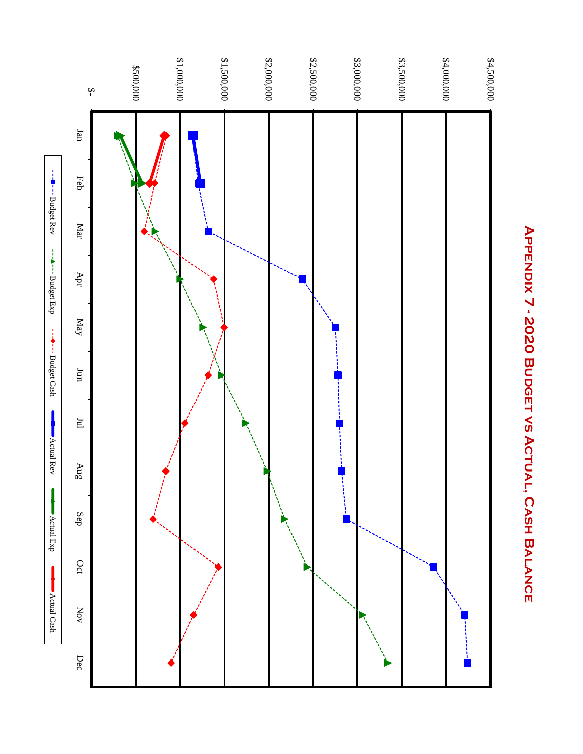# Appendix 7 - 2020 Budget vs Actual, Cash Balance

$4,500,000
$4,000,000
$3,500,000
$3,000,000
$2,500,000
$2,000,000
$1,500,000
$1,000,000
$500,000
$-

Jan Feb Mar Apr May Jun Jul Aug Sep Oct Nov Dec

Budget Rev | Budget Exp | Budget Cash | Actual Rev | Actual Exp | Actual Cash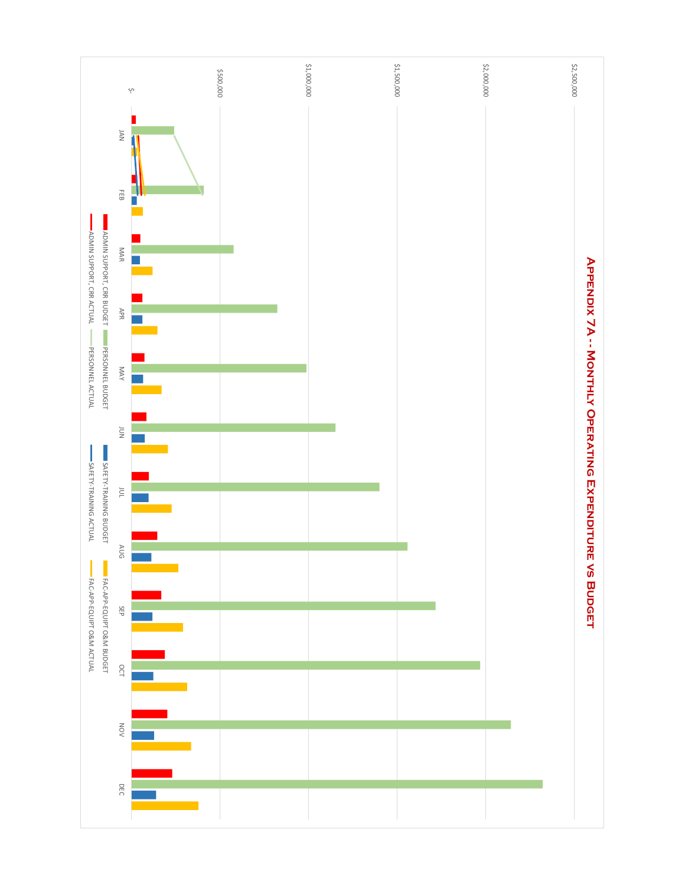# APPENDIX 7A -- MONTHLY OPERATING EXPENDITURE VS BUDGET

$-
$500,000
$1,000,000
$1,500,000
$2,000,000
$2,500,000

JAN
FEB
MAR
APR
MAY
JUN
JUL
AUG
SEP
OCT
NOV
DEC

ADMIN SUPPORT, CRR BUDGET
ADMIN SUPPORT, CRR ACTUAL
PERSONNEL BUDGET
PERSONNEL ACTUAL
SAFETY-TRAINING BUDGET
SAFETY-TRAINING ACTUAL
FAC-APP-EQUIPT O&M BUDGET
FAC-APP-EQUIPT O&M ACTUAL